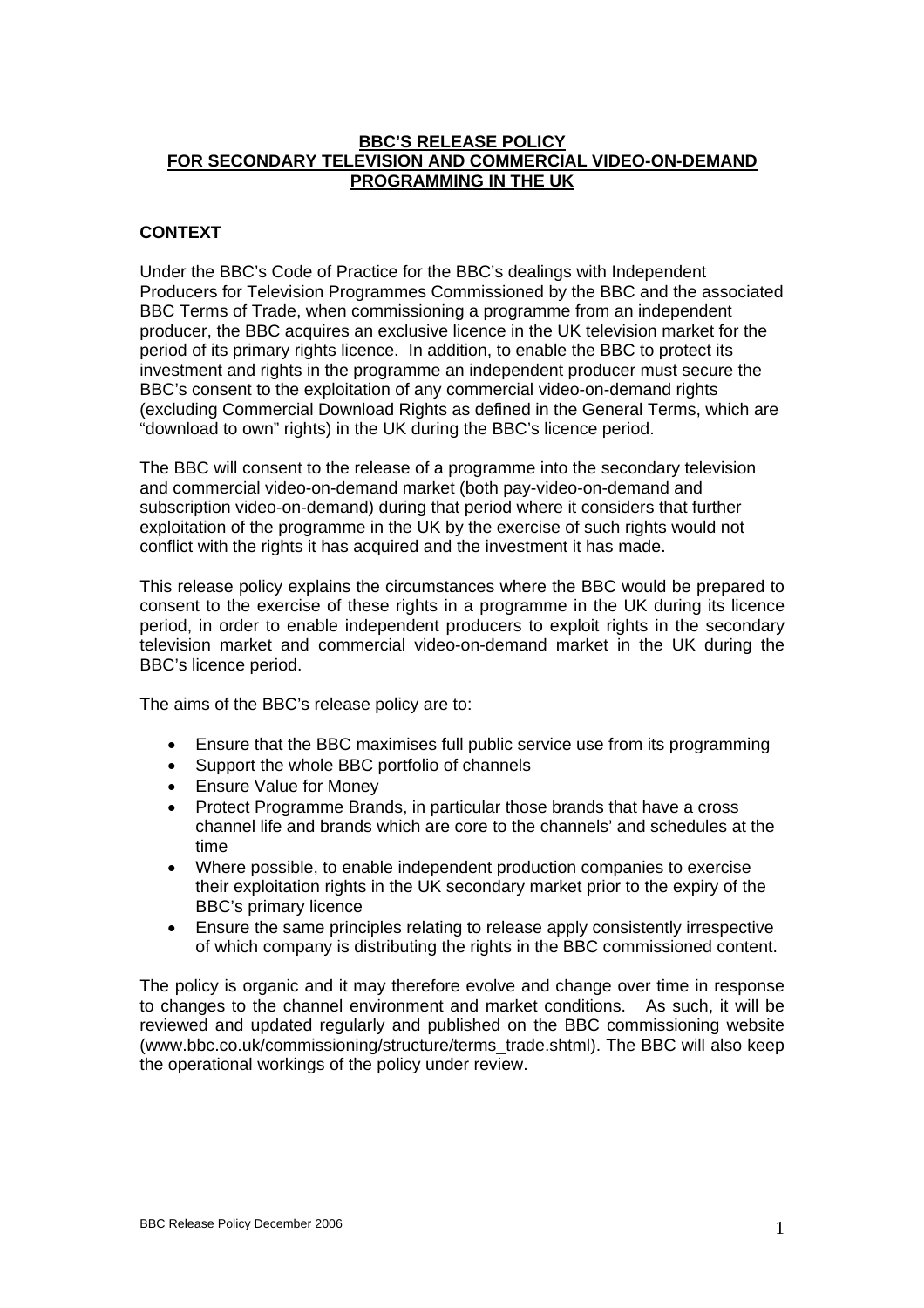# BBC'S RELEASE POLICY FOR SECONDARY TELEVISION AND COMMERCIAL VIDEO-ON-DEMAND PROGRAMMING IN THE UK

## CONTEXT

Under the BBC's Code of Practice for the BBC's dealings with Independent Producers for Television Programmes Commissioned by the BBC and the associated BBC Terms of Trade, when commissioning a programme from an independent producer, the BBC acquires an exclusive licence in the UK television market for the period of its primary rights licence. In addition, to enable the BBC to protect its investment and rights in the programme an independent producer must secure the BBC's consent to the exploitation of any commercial video-on-demand rights (excluding Commercial Download Rights as defined in the General Terms, which are "download to own" rights) in the UK during the BBC's licence period.

The BBC will consent to the release of a programme into the secondary television and commercial video-on-demand market (both pay-video-on-demand and subscription video-on-demand) during that period where it considers that further exploitation of the programme in the UK by the exercise of such rights would not conflict with the rights it has acquired and the investment it has made.

This release policy explains the circumstances where the BBC would be prepared to consent to the exercise of these rights in a programme in the UK during its licence period, in order to enable independent producers to exploit rights in the secondary television market and commercial video-on-demand market in the UK during the BBC's licence period.

The aims of the BBC's release policy are to:

- Ensure that the BBC maximises full public service use from its programming
- Support the whole BBC portfolio of channels
- Ensure Value for Money
- Protect Programme Brands, in particular those brands that have a cross channel life and brands which are core to the channels' and schedules at the time
- Where possible, to enable independent production companies to exercise their exploitation rights in the UK secondary market prior to the expiry of the BBC's primary licence
- Ensure the same principles relating to release apply consistently irrespective of which company is distributing the rights in the BBC commissioned content.

The policy is organic and it may therefore evolve and change over time in response to changes to the channel environment and market conditions. As such, it will be reviewed and updated regularly and published on the BBC commissioning website (www.bbc.co.uk/commissioning/structure/terms_trade.shtml). The BBC will also keep the operational workings of the policy under review.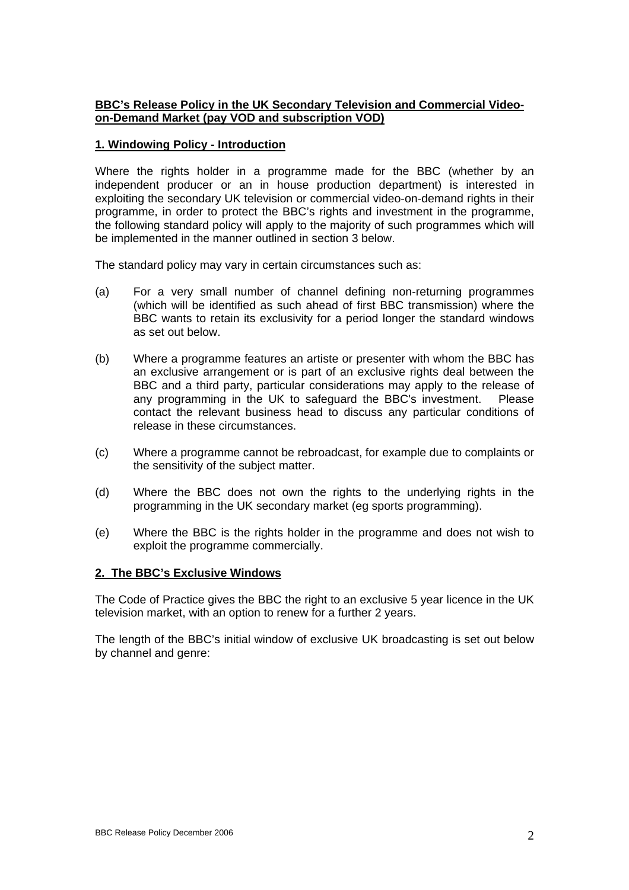**BBC's Release Policy in the UK Secondary Television and Commercial Video-on-Demand Market (pay VOD and subscription VOD)**

## 1. Windowing Policy - Introduction

Where the rights holder in a programme made for the BBC (whether by an independent producer or an in house production department) is interested in exploiting the secondary UK television or commercial video-on-demand rights in their programme, in order to protect the BBC's rights and investment in the programme, the following standard policy will apply to the majority of such programmes which will be implemented in the manner outlined in section 3 below.

The standard policy may vary in certain circumstances such as:

(a) For a very small number of channel defining non-returning programmes (which will be identified as such ahead of first BBC transmission) where the BBC wants to retain its exclusivity for a period longer the standard windows as set out below.

(b) Where a programme features an artiste or presenter with whom the BBC has an exclusive arrangement or is part of an exclusive rights deal between the BBC and a third party, particular considerations may apply to the release of any programming in the UK to safeguard the BBC's investment. Please contact the relevant business head to discuss any particular conditions of release in these circumstances.

(c) Where a programme cannot be rebroadcast, for example due to complaints or the sensitivity of the subject matter.

(d) Where the BBC does not own the rights to the underlying rights in the programming in the UK secondary market (eg sports programming).

(e) Where the BBC is the rights holder in the programme and does not wish to exploit the programme commercially.

## 2. The BBC's Exclusive Windows

The Code of Practice gives the BBC the right to an exclusive 5 year licence in the UK television market, with an option to renew for a further 2 years.

The length of the BBC's initial window of exclusive UK broadcasting is set out below by channel and genre: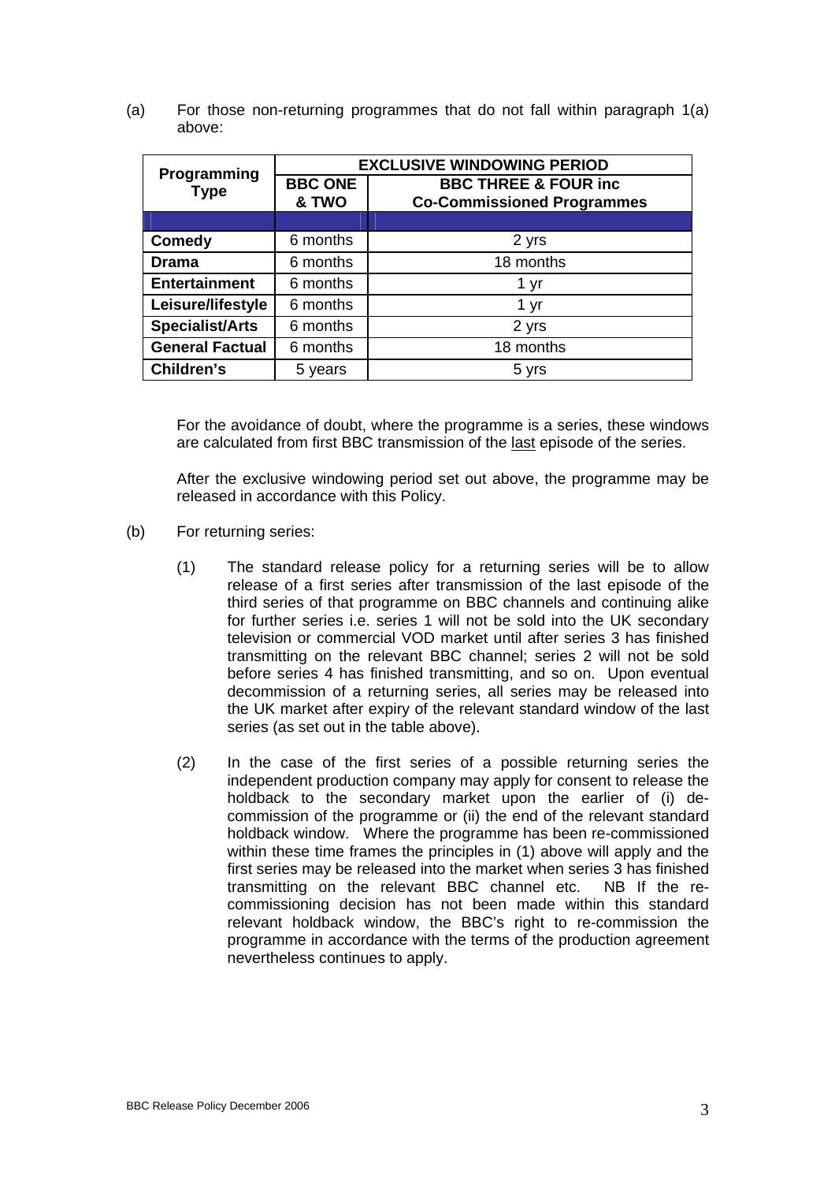(a) For those non-returning programmes that do not fall within paragraph 1(a) above:

| Programming Type | EXCLUSIVE WINDOWING PERIOD | |
|---|---|---|
| | **BBC ONE & TWO** | **BBC THREE & FOUR inc Co-Commissioned Programmes** |
| **Comedy** | 6 months | 2 yrs |
| **Drama** | 6 months | 18 months |
| **Entertainment** | 6 months | 1 yr |
| **Leisure/lifestyle** | 6 months | 1 yr |
| **Specialist/Arts** | 6 months | 2 yrs |
| **General Factual** | 6 months | 18 months |
| **Children's** | 5 years | 5 yrs |

For the avoidance of doubt, where the programme is a series, these windows are calculated from first BBC transmission of the last episode of the series.

After the exclusive windowing period set out above, the programme may be released in accordance with this Policy.

(b) For returning series:

(1) The standard release policy for a returning series will be to allow release of a first series after transmission of the last episode of the third series of that programme on BBC channels and continuing alike for further series i.e. series 1 will not be sold into the UK secondary television or commercial VOD market until after series 3 has finished transmitting on the relevant BBC channel; series 2 will not be sold before series 4 has finished transmitting, and so on. Upon eventual decommission of a returning series, all series may be released into the UK market after expiry of the relevant standard window of the last series (as set out in the table above).

(2) In the case of the first series of a possible returning series the independent production company may apply for consent to release the holdback to the secondary market upon the earlier of (i) de-commission of the programme or (ii) the end of the relevant standard holdback window. Where the programme has been re-commissioned within these time frames the principles in (1) above will apply and the first series may be released into the market when series 3 has finished transmitting on the relevant BBC channel etc. NB If the re-commissioning decision has not been made within this standard relevant holdback window, the BBC's right to re-commission the programme in accordance with the terms of the production agreement nevertheless continues to apply.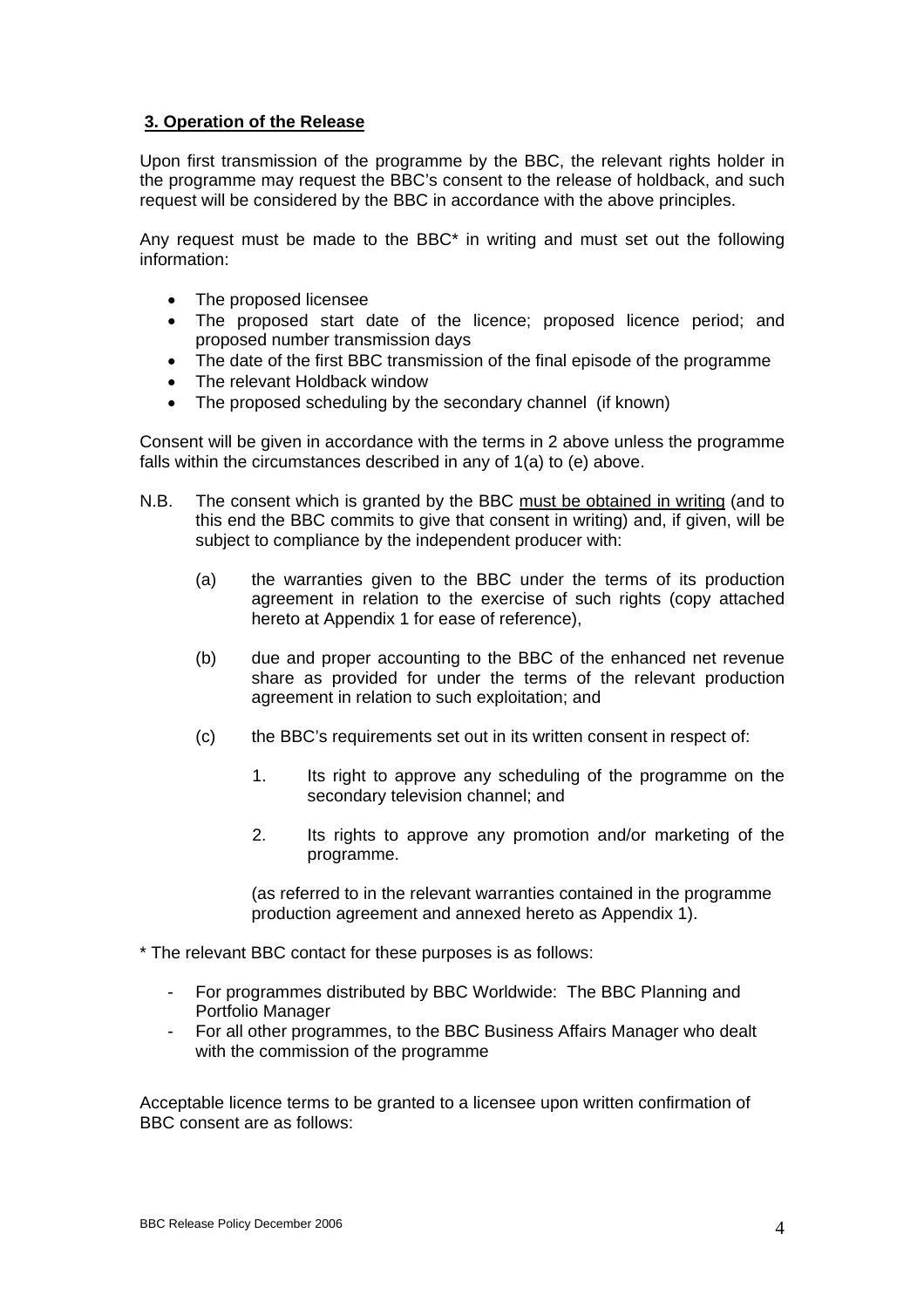### 3. Operation of the Release

Upon first transmission of the programme by the BBC, the relevant rights holder in the programme may request the BBC's consent to the release of holdback, and such request will be considered by the BBC in accordance with the above principles.

Any request must be made to the BBC* in writing and must set out the following information:

- The proposed licensee
- The proposed start date of the licence; proposed licence period; and proposed number transmission days
- The date of the first BBC transmission of the final episode of the programme
- The relevant Holdback window
- The proposed scheduling by the secondary channel (if known)

Consent will be given in accordance with the terms in 2 above unless the programme falls within the circumstances described in any of 1(a) to (e) above.

N.B. The consent which is granted by the BBC must be obtained in writing (and to this end the BBC commits to give that consent in writing) and, if given, will be subject to compliance by the independent producer with:

(a) the warranties given to the BBC under the terms of its production agreement in relation to the exercise of such rights (copy attached hereto at Appendix 1 for ease of reference),

(b) due and proper accounting to the BBC of the enhanced net revenue share as provided for under the terms of the relevant production agreement in relation to such exploitation; and

(c) the BBC's requirements set out in its written consent in respect of:

1. Its right to approve any scheduling of the programme on the secondary television channel; and

2. Its rights to approve any promotion and/or marketing of the programme.

(as referred to in the relevant warranties contained in the programme production agreement and annexed hereto as Appendix 1).

* The relevant BBC contact for these purposes is as follows:

- For programmes distributed by BBC Worldwide: The BBC Planning and Portfolio Manager
- For all other programmes, to the BBC Business Affairs Manager who dealt with the commission of the programme

Acceptable licence terms to be granted to a licensee upon written confirmation of BBC consent are as follows: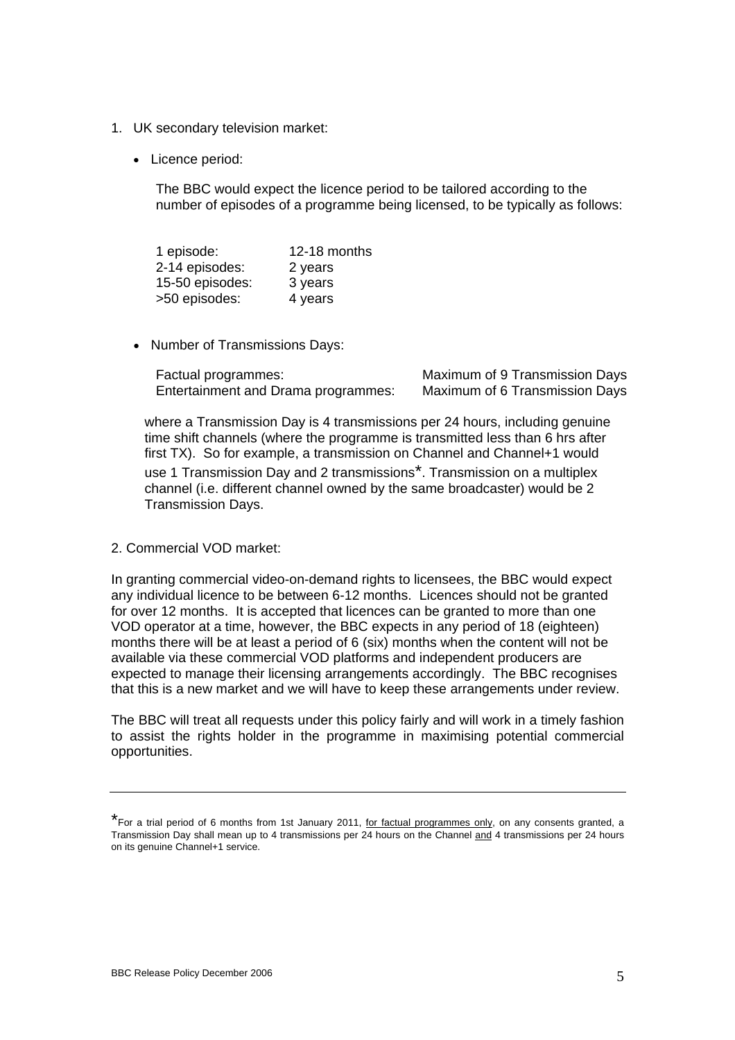1. UK secondary television market:

- Licence period:

  The BBC would expect the licence period to be tailored according to the number of episodes of a programme being licensed, to be typically as follows:

| | |
|---|---|
| 1 episode: | 12-18 months |
| 2-14 episodes: | 2 years |
| 15-50 episodes: | 3 years |
| >50 episodes: | 4 years |

- Number of Transmissions Days:

| | |
|---|---|
| Factual programmes: | Maximum of 9 Transmission Days |
| Entertainment and Drama programmes: | Maximum of 6 Transmission Days |

where a Transmission Day is 4 transmissions per 24 hours, including genuine time shift channels (where the programme is transmitted less than 6 hrs after first TX). So for example, a transmission on Channel and Channel+1 would use 1 Transmission Day and 2 transmissions*. Transmission on a multiplex channel (i.e. different channel owned by the same broadcaster) would be 2 Transmission Days.

2. Commercial VOD market:

In granting commercial video-on-demand rights to licensees, the BBC would expect any individual licence to be between 6-12 months. Licences should not be granted for over 12 months. It is accepted that licences can be granted to more than one VOD operator at a time, however, the BBC expects in any period of 18 (eighteen) months there will be at least a period of 6 (six) months when the content will not be available via these commercial VOD platforms and independent producers are expected to manage their licensing arrangements accordingly. The BBC recognises that this is a new market and we will have to keep these arrangements under review.

The BBC will treat all requests under this policy fairly and will work in a timely fashion to assist the rights holder in the programme in maximising potential commercial opportunities.

---

*For a trial period of 6 months from 1st January 2011, for factual programmes only, on any consents granted, a Transmission Day shall mean up to 4 transmissions per 24 hours on the Channel and 4 transmissions per 24 hours on its genuine Channel+1 service.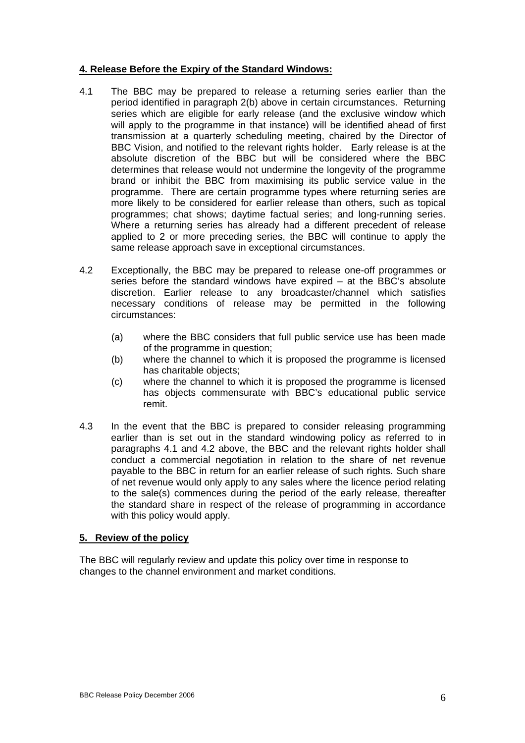## **4. Release Before the Expiry of the Standard Windows:**

4.1 The BBC may be prepared to release a returning series earlier than the period identified in paragraph 2(b) above in certain circumstances. Returning series which are eligible for early release (and the exclusive window which will apply to the programme in that instance) will be identified ahead of first transmission at a quarterly scheduling meeting, chaired by the Director of BBC Vision, and notified to the relevant rights holder. Early release is at the absolute discretion of the BBC but will be considered where the BBC determines that release would not undermine the longevity of the programme brand or inhibit the BBC from maximising its public service value in the programme. There are certain programme types where returning series are more likely to be considered for earlier release than others, such as topical programmes; chat shows; daytime factual series; and long-running series. Where a returning series has already had a different precedent of release applied to 2 or more preceding series, the BBC will continue to apply the same release approach save in exceptional circumstances.

4.2 Exceptionally, the BBC may be prepared to release one-off programmes or series before the standard windows have expired – at the BBC's absolute discretion. Earlier release to any broadcaster/channel which satisfies necessary conditions of release may be permitted in the following circumstances:

(a) where the BBC considers that full public service use has been made of the programme in question;
(b) where the channel to which it is proposed the programme is licensed has charitable objects;
(c) where the channel to which it is proposed the programme is licensed has objects commensurate with BBC's educational public service remit.

4.3 In the event that the BBC is prepared to consider releasing programming earlier than is set out in the standard windowing policy as referred to in paragraphs 4.1 and 4.2 above, the BBC and the relevant rights holder shall conduct a commercial negotiation in relation to the share of net revenue payable to the BBC in return for an earlier release of such rights. Such share of net revenue would only apply to any sales where the licence period relating to the sale(s) commences during the period of the early release, thereafter the standard share in respect of the release of programming in accordance with this policy would apply.

## **5. Review of the policy**

The BBC will regularly review and update this policy over time in response to changes to the channel environment and market conditions.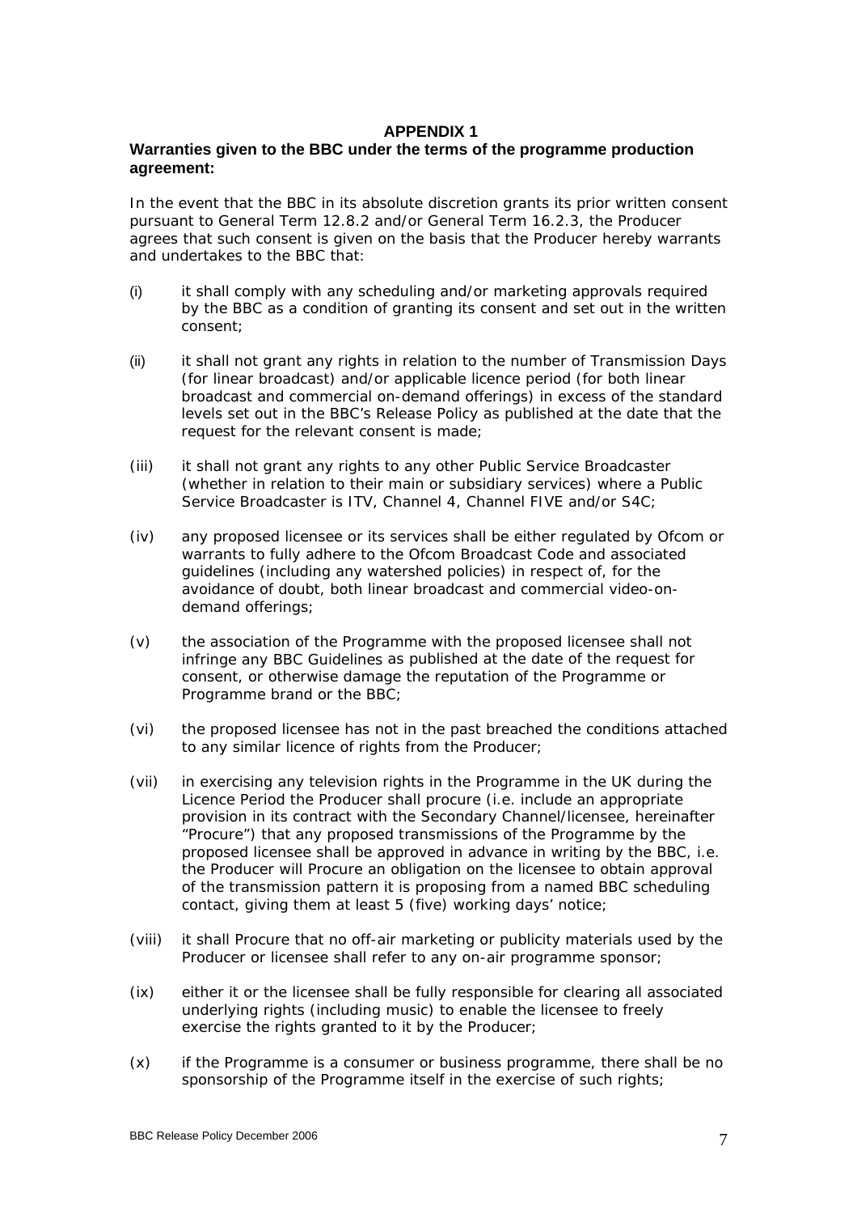# APPENDIX 1

## Warranties given to the BBC under the terms of the programme production agreement:

In the event that the BBC in its absolute discretion grants its prior written consent pursuant to General Term 12.8.2 and/or General Term 16.2.3, the Producer agrees that such consent is given on the basis that the Producer hereby warrants and undertakes to the BBC that:

(i) it shall comply with any scheduling and/or marketing approvals required by the BBC as a condition of granting its consent and set out in the written consent;

(ii) it shall not grant any rights in relation to the number of Transmission Days (for linear broadcast) and/or applicable licence period (for both linear broadcast and commercial on-demand offerings) in excess of the standard levels set out in the BBC's Release Policy as published at the date that the request for the relevant consent is made;

(iii) it shall not grant any rights to any other Public Service Broadcaster (whether in relation to their main or subsidiary services) where a Public Service Broadcaster is ITV, Channel 4, Channel FIVE and/or S4C;

(iv) any proposed licensee or its services shall be either regulated by Ofcom or warrants to fully adhere to the Ofcom Broadcast Code and associated guidelines (including any watershed policies) in respect of, for the avoidance of doubt, both linear broadcast and commercial video-on-demand offerings;

(v) the association of the Programme with the proposed licensee shall not infringe any BBC Guidelines as published at the date of the request for consent, or otherwise damage the reputation of the Programme or Programme brand or the BBC;

(vi) the proposed licensee has not in the past breached the conditions attached to any similar licence of rights from the Producer;

(vii) in exercising any television rights in the Programme in the UK during the Licence Period the Producer shall procure (i.e. include an appropriate provision in its contract with the Secondary Channel/licensee, hereinafter "Procure") that any proposed transmissions of the Programme by the proposed licensee shall be approved in advance in writing by the BBC, i.e. the Producer will Procure an obligation on the licensee to obtain approval of the transmission pattern it is proposing from a named BBC scheduling contact, giving them at least 5 (five) working days' notice;

(viii) it shall Procure that no off-air marketing or publicity materials used by the Producer or licensee shall refer to any on-air programme sponsor;

(ix) either it or the licensee shall be fully responsible for clearing all associated underlying rights (including music) to enable the licensee to freely exercise the rights granted to it by the Producer;

(x) if the Programme is a consumer or business programme, there shall be no sponsorship of the Programme itself in the exercise of such rights;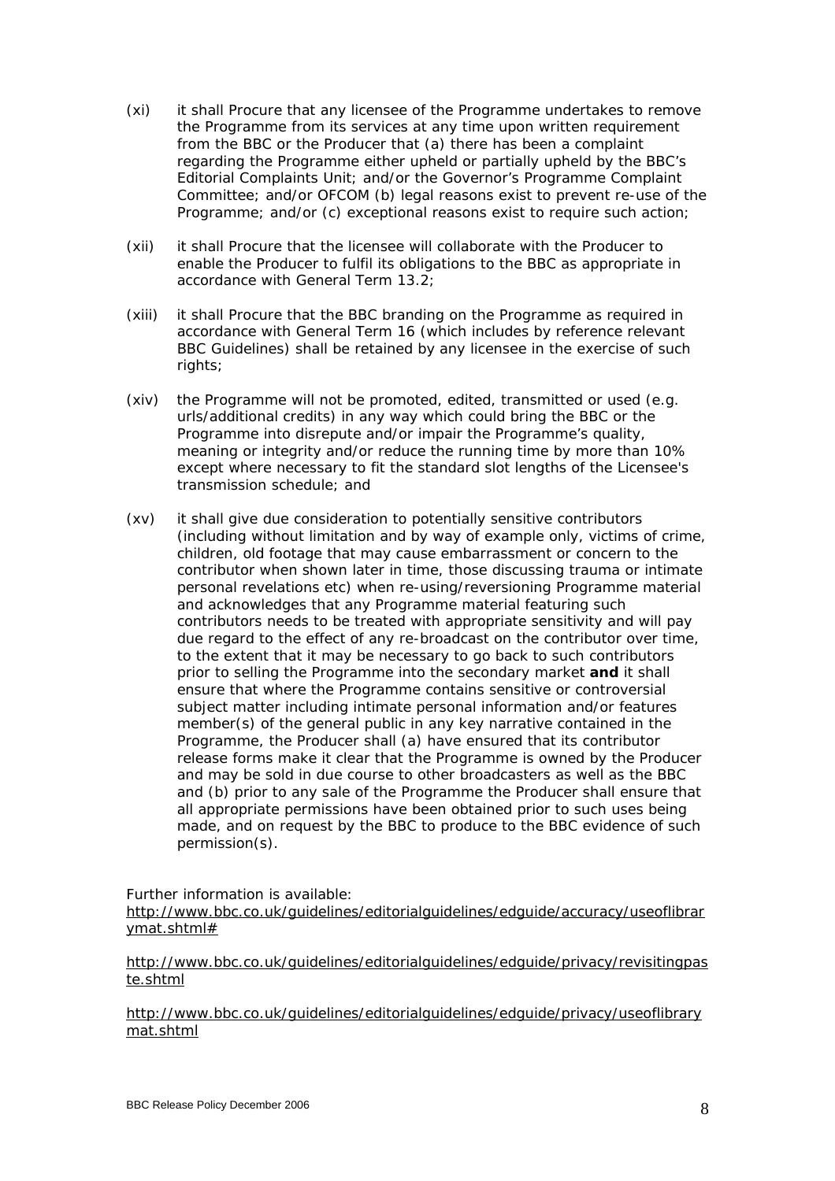(xi) it shall Procure that any licensee of the Programme undertakes to remove the Programme from its services at any time upon written requirement from the BBC or the Producer that (a) there has been a complaint regarding the Programme either upheld or partially upheld by the BBC's Editorial Complaints Unit; and/or the Governor's Programme Complaint Committee; and/or OFCOM (b) legal reasons exist to prevent re-use of the Programme; and/or (c) exceptional reasons exist to require such action;

(xii) it shall Procure that the licensee will collaborate with the Producer to enable the Producer to fulfil its obligations to the BBC as appropriate in accordance with General Term 13.2;

(xiii) it shall Procure that the BBC branding on the Programme as required in accordance with General Term 16 (which includes by reference relevant BBC Guidelines) shall be retained by any licensee in the exercise of such rights;

(xiv) the Programme will not be promoted, edited, transmitted or used (e.g. urls/additional credits) in any way which could bring the BBC or the Programme into disrepute and/or impair the Programme's quality, meaning or integrity and/or reduce the running time by more than 10% except where necessary to fit the standard slot lengths of the Licensee's transmission schedule; and

(xv) it shall give due consideration to potentially sensitive contributors (including without limitation and by way of example only, victims of crime, children, old footage that may cause embarrassment or concern to the contributor when shown later in time, those discussing trauma or intimate personal revelations etc) when re-using/reversioning Programme material and acknowledges that any Programme material featuring such contributors needs to be treated with appropriate sensitivity and will pay due regard to the effect of any re-broadcast on the contributor over time, to the extent that it may be necessary to go back to such contributors prior to selling the Programme into the secondary market **and** it shall ensure that where the Programme contains sensitive or controversial subject matter including intimate personal information and/or features member(s) of the general public in any key narrative contained in the Programme, the Producer shall (a) have ensured that its contributor release forms make it clear that the Programme is owned by the Producer and may be sold in due course to other broadcasters as well as the BBC and (b) prior to any sale of the Programme the Producer shall ensure that all appropriate permissions have been obtained prior to such uses being made, and on request by the BBC to produce to the BBC evidence of such permission(s).

Further information is available:
http://www.bbc.co.uk/guidelines/editorialguidelines/edguide/accuracy/useoflibrarymat.shtml#

http://www.bbc.co.uk/guidelines/editorialguidelines/edguide/privacy/revisitingpaste.shtml

http://www.bbc.co.uk/guidelines/editorialguidelines/edguide/privacy/useoflibrarymat.shtml